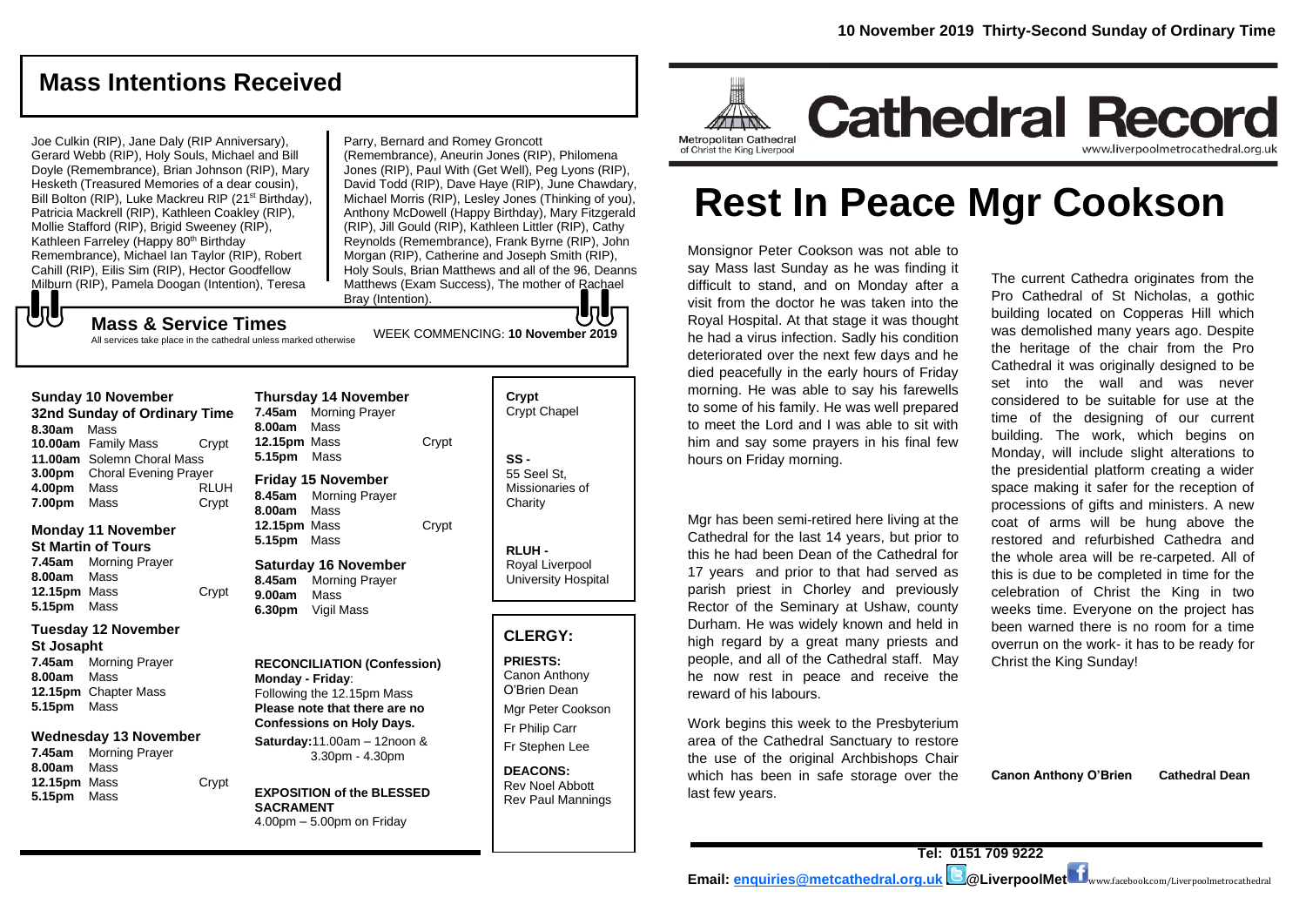# Mass Intentions Received

Joe Culkin (RIP), Jane Daly (RIP Anniversary), Gerard Webb (RIP), Holy Souls, Michael and Bill Doyle (Remembrance), Brian Johnson (RIP), Mary Hesketh (Treasured Memories of a dear cousin), Bill Bolton (RIP), Luke Mackreu RIP (21st Birthday), Patricia Mackrell (RIP), Kathleen Coakley (RIP), Mollie Stafford (RIP), Brigid Sweeney (RIP), Kathleen Farreley (Happy 80th Birthday Remembrance), Michael Ian Taylor (RIP), Robert Cahill (RIP), Eilis Sim (RIP), Hector Goodfellow Milburn (RIP), Pamela Doogan (Intention), Teresa Parry, Bernard and Romey Groncott (Remembrance), Aneurin Jones (RIP), Philomena Jones (RIP), Paul With (Get Well), Peg Lyons (RIP), David Todd (RIP), Dave Haye (RIP), June Chawdary, Michael Morris (RIP), Lesley Jones (Thinking of you), Anthony McDowell (Happy Birthday), Mary Fitzgerald (RIP), Jill Gould (RIP), Kathleen Littler (RIP), Cathy Reynolds (Remembrance), Frank Byrne (RIP), John Morgan (RIP), Catherine and Joseph Smith (RIP), Holy Souls, Brian Matthews and all of the 96, Deanns Matthews (Exam Success), The mother of Rachael Bray (Intention).

## Mass & Service Times

All services take place in the cathedral unless marked otherwise

WEEK COMMENCING: **10 November 2019**

### Sunday 10 November
**32nd Sunday of Ordinary Time**

**8.30am** Mass
**10.00am** Family Mass Crypt
**11.00am** Solemn Choral Mass
**3.00pm** Choral Evening Prayer
**4.00pm** Mass RLUH
**7.00pm** Mass Crypt

### Monday 11 November
**St Martin of Tours**

**7.45am** Morning Prayer
**8.00am** Mass
**12.15pm** Mass Crypt
**5.15pm** Mass

### Tuesday 12 November
**St Josapht**

**7.45am** Morning Prayer
**8.00am** Mass
**12.15pm** Chapter Mass
**5.15pm** Mass

### Wednesday 13 November

**7.45am** Morning Prayer
**8.00am** Mass
**12.15pm** Mass Crypt
**5.15pm** Mass

### Thursday 14 November

**7.45am** Morning Prayer
**8.00am** Mass
**12.15pm** Mass Crypt
**5.15pm** Mass

### Friday 15 November

**8.45am** Morning Prayer
**8.00am** Mass
**12.15pm** Mass Crypt
**5.15pm** Mass

### Saturday 16 November

**8.45am** Morning Prayer
**9.00am** Mass
**6.30pm** Vigil Mass

**RECONCILIATION (Confession)**
**Monday - Friday**: Following the 12.15pm Mass
**Please note that there are no Confessions on Holy Days.**
**Saturday:** 11.00am – 12noon & 3.30pm - 4.30pm

**EXPOSITION of the BLESSED SACRAMENT**
4.00pm – 5.00pm on Friday

**Crypt** Crypt Chapel

**SS -** 55 Seel St, Missionaries of Charity

**RLUH -** Royal Liverpool University Hospital

## CLERGY:

**PRIESTS:**
Canon Anthony O'Brien Dean
Mgr Peter Cookson
Fr Philip Carr
Fr Stephen Lee

**DEACONS:**
Rev Noel Abbott
Rev Paul Mannings

**10 November 2019 Thirty-Second Sunday of Ordinary Time**

Metropolitan Cathedral of Christ the King Liverpool

# Cathedral Record

www.liverpoolmetrocathedral.org.uk

# Rest In Peace Mgr Cookson

Monsignor Peter Cookson was not able to say Mass last Sunday as he was finding it difficult to stand, and on Monday after a visit from the doctor he was taken into the Royal Hospital. At that stage it was thought he had a virus infection. Sadly his condition deteriorated over the next few days and he died peacefully in the early hours of Friday morning. He was able to say his farewells to some of his family. He was well prepared to meet the Lord and I was able to sit with him and say some prayers in his final few hours on Friday morning.

Mgr has been semi-retired here living at the Cathedral for the last 14 years, but prior to this he had been Dean of the Cathedral for 17 years and prior to that had served as parish priest in Chorley and previously Rector of the Seminary at Ushaw, county Durham. He was widely known and held in high regard by a great many priests and people, and all of the Cathedral staff. May he now rest in peace and receive the reward of his labours.

Work begins this week to the Presbyterium area of the Cathedral Sanctuary to restore the use of the original Archbishops Chair which has been in safe storage over the last few years.

The current Cathedra originates from the Pro Cathedral of St Nicholas, a gothic building located on Copperas Hill which was demolished many years ago. Despite the heritage of the chair from the Pro Cathedral it was originally designed to be set into the wall and was never considered to be suitable for use at the time of the designing of our current building. The work, which begins on Monday, will include slight alterations to the presidential platform creating a wider space making it safer for the reception of processions of gifts and ministers. A new coat of arms will be hung above the restored and refurbished Cathedra and the whole area will be re-carpeted. All of this is due to be completed in time for the celebration of Christ the King in two weeks time. Everyone on the project has been warned there is no room for a time overrun on the work- it has to be ready for Christ the King Sunday!

**Canon Anthony O'Brien Cathedral Dean**

**Tel: 0151 709 9222**

**Email: enquiries@metcathedral.org.uk @LiverpoolMet** www.facebook.com/Liverpoolmetrocathedral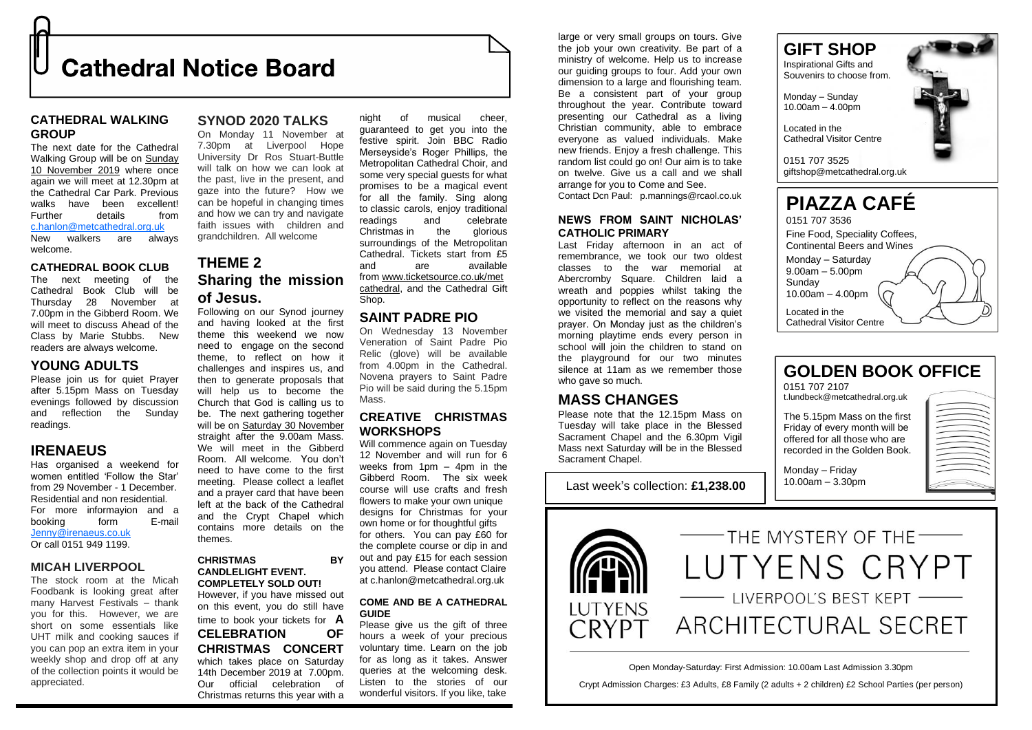# Cathedral Notice Board

### CATHEDRAL WALKING GROUP

The next date for the Cathedral Walking Group will be on Sunday 10 November 2019 where once again we will meet at 12.30pm at the Cathedral Car Park. Previous walks have been excellent! Further details from c.hanlon@metcathedral.org.uk

New walkers are always welcome.

### CATHEDRAL BOOK CLUB

The next meeting of the Cathedral Book Club will be Thursday 28 November at 7.00pm in the Gibberd Room. We will meet to discuss Ahead of the Class by Marie Stubbs. New readers are always welcome.

## YOUNG ADULTS

Please join us for quiet Prayer after 5.15pm Mass on Tuesday evenings followed by discussion and reflection the Sunday readings.

## IRENAEUS

Has organised a weekend for women entitled 'Follow the Star' from 29 November - 1 December. Residential and non residential. For more informayion and a booking form E-mail Jenny@irenaeus.co.uk

Or call 0151 949 1199.

### MICAH LIVERPOOL

The stock room at the Micah Foodbank is looking great after many Harvest Festivals – thank you for this. However, we are short on some essentials like UHT milk and cooking sauces if you can pop an extra item in your weekly shop and drop off at any of the collection points it would be appreciated.

## SYNOD 2020 TALKS

On Monday 11 November at 7.30pm at Liverpool Hope University Dr Ros Stuart-Buttle will talk on how we can look at the past, live in the present, and gaze into the future? How we can be hopeful in changing times and how we can try and navigate faith issues with children and grandchildren. All welcome

## THEME 2
## Sharing the mission of Jesus.

Following on our Synod journey and having looked at the first theme this weekend we now need to engage on the second theme, to reflect on how it challenges and inspires us, and then to generate proposals that will help us to become the Church that God is calling us to be. The next gathering together will be on Saturday 30 November straight after the 9.00am Mass. We will meet in the Gibberd Room. All welcome. You don't need to have come to the first meeting. Please collect a leaflet and a prayer card that have been left at the back of the Cathedral and the Crypt Chapel which contains more details on the themes.

#### CHRISTMAS BY CANDLELIGHT EVENT. COMPLETELY SOLD OUT!

However, if you have missed out on this event, you do still have time to book your tickets for **A CELEBRATION OF CHRISTMAS CONCERT** which takes place on Saturday 14th December 2019 at 7.00pm. Our official celebration of Christmas returns this year with a night of musical cheer, guaranteed to get you into the festive spirit. Join BBC Radio Merseyside's Roger Phillips, the Metropolitan Cathedral Choir, and some very special guests for what promises to be a magical event for all the family. Sing along to classic carols, enjoy traditional readings and celebrate Christmas in the glorious surroundings of the Metropolitan Cathedral. Tickets start from £5 and are available from www.ticketsource.co.uk/met cathedral, and the Cathedral Gift Shop.

## SAINT PADRE PIO

On Wednesday 13 November Veneration of Saint Padre Pio Relic (glove) will be available from 4.00pm in the Cathedral. Novena prayers to Saint Padre Pio will be said during the 5.15pm Mass.

### CREATIVE CHRISTMAS WORKSHOPS

Will commence again on Tuesday 12 November and will run for 6 weeks from 1pm – 4pm in the Gibberd Room. The six week course will use crafts and fresh flowers to make your own unique designs for Christmas for your own home or for thoughtful gifts for others. You can pay £60 for the complete course or dip in and out and pay £15 for each session you attend. Please contact Claire at c.hanlon@metcathedral.org.uk

#### COME AND BE A CATHEDRAL GUIDE

Please give us the gift of three hours a week of your precious voluntary time. Learn on the job for as long as it takes. Answer queries at the welcoming desk. Listen to the stories of our wonderful visitors. If you like, take large or very small groups on tours. Give the job your own creativity. Be part of a ministry of welcome. Help us to increase our guiding groups to four. Add your own dimension to a large and flourishing team. Be a consistent part of your group throughout the year. Contribute toward presenting our Cathedral as a living Christian community, able to embrace everyone as valued individuals. Make new friends. Enjoy a fresh challenge. This random list could go on! Our aim is to take on twelve. Give us a call and we shall arrange for you to Come and See.

Contact Dcn Paul: p.mannings@rcaol.co.uk

#### NEWS FROM SAINT NICHOLAS' CATHOLIC PRIMARY

Last Friday afternoon in an act of remembrance, we took our two oldest classes to the war memorial at Abercromby Square. Children laid a wreath and poppies whilst taking the opportunity to reflect on the reasons why we visited the memorial and say a quiet prayer. On Monday just as the children's morning playtime ends every person in school will join the children to stand on the playground for our two minutes silence at 11am as we remember those who gave so much.

## MASS CHANGES

Please note that the 12.15pm Mass on Tuesday will take place in the Blessed Sacrament Chapel and the 6.30pm Vigil Mass next Saturday will be in the Blessed Sacrament Chapel.

Last week's collection: **£1,238.00**

## GIFT SHOP

Inspirational Gifts and Souvenirs to choose from.

Monday – Sunday
10.00am – 4.00pm

Located in the Cathedral Visitor Centre

0151 707 3525
giftshop@metcathedral.org.uk

## PIAZZA CAFÉ

0151 707 3536

Fine Food, Speciality Coffees, Continental Beers and Wines

Monday – Saturday
9.00am – 5.00pm
Sunday
10.00am – 4.00pm

Located in the Cathedral Visitor Centre

## GOLDEN BOOK OFFICE

0151 707 2107
t.lundbeck@metcathedral.org.uk

The 5.15pm Mass on the first Friday of every month will be offered for all those who are recorded in the Golden Book.

Monday – Friday
10.00am – 3.30pm

LUTYENS CRYPT

THE MYSTERY OF THE LUTYENS CRYPT
LIVERPOOL'S BEST KEPT ARCHITECTURAL SECRET

Open Monday-Saturday: First Admission: 10.00am Last Admission 3.30pm

Crypt Admission Charges: £3 Adults, £8 Family (2 adults + 2 children) £2 School Parties (per person)